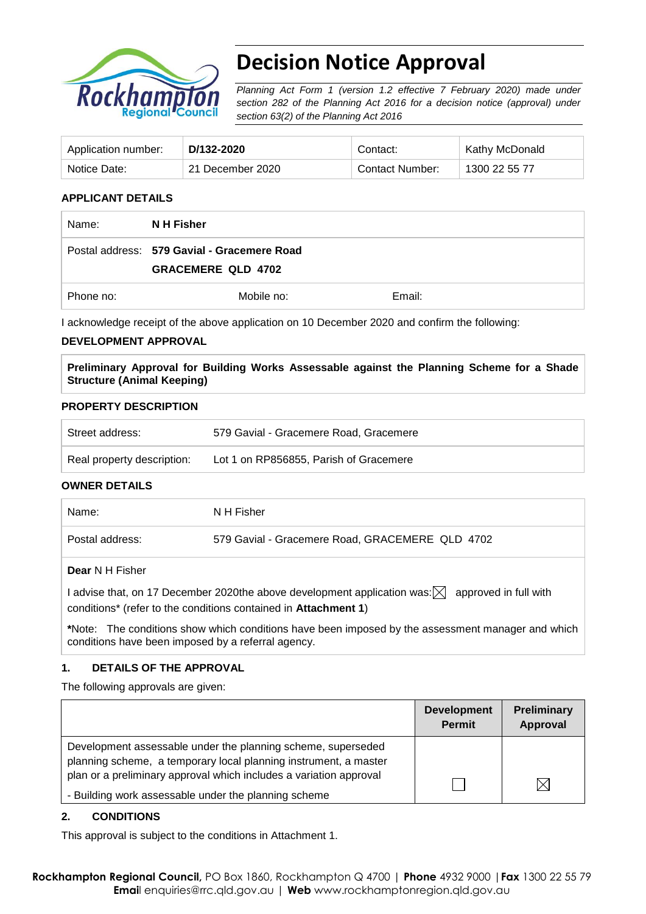# Decision Notice Approval

*Planning Act Form 1 (version 1.2 effective 7 February 2020) made under section 282 of the Planning Act 2016 for a decision notice (approval) under section 63(2) of the Planning Act 2016*

| Application number: | **D/132-2020** | Contact: | Kathy McDonald |
|---|---|---|---|
| Notice Date: | 21 December 2020 | Contact Number: | 1300 22 55 77 |

## APPLICANT DETAILS

| Name: | **N H Fisher** | |
|---|---|---|
| Postal address: | **579 Gavial - Gracemere Road**<br>**GRACEMERE QLD 4702** | |
| Phone no: | Mobile no: | Email: |

I acknowledge receipt of the above application on 10 December 2020 and confirm the following:

## DEVELOPMENT APPROVAL

**Preliminary Approval for Building Works Assessable against the Planning Scheme for a Shade Structure (Animal Keeping)**

## PROPERTY DESCRIPTION

| Street address: | 579 Gavial - Gracemere Road, Gracemere |
|---|---|
| Real property description: | Lot 1 on RP856855, Parish of Gracemere |

## OWNER DETAILS

| Name: | N H Fisher |
|---|---|
| Postal address: | 579 Gavial - Gracemere Road, GRACEMERE QLD 4702 |

**Dear** N H Fisher

I advise that, on 17 December 2020the above development application was: ☒ approved in full with conditions* (refer to the conditions contained in **Attachment 1**)

***Note:** The conditions show which conditions have been imposed by the assessment manager and which conditions have been imposed by a referral agency.

## 1. DETAILS OF THE APPROVAL

The following approvals are given:

| | Development Permit | Preliminary Approval |
|---|---|---|
| Development assessable under the planning scheme, superseded planning scheme, a temporary local planning instrument, a master plan or a preliminary approval which includes a variation approval<br>- Building work assessable under the planning scheme | ☐ | ☒ |

## 2. CONDITIONS

This approval is subject to the conditions in Attachment 1.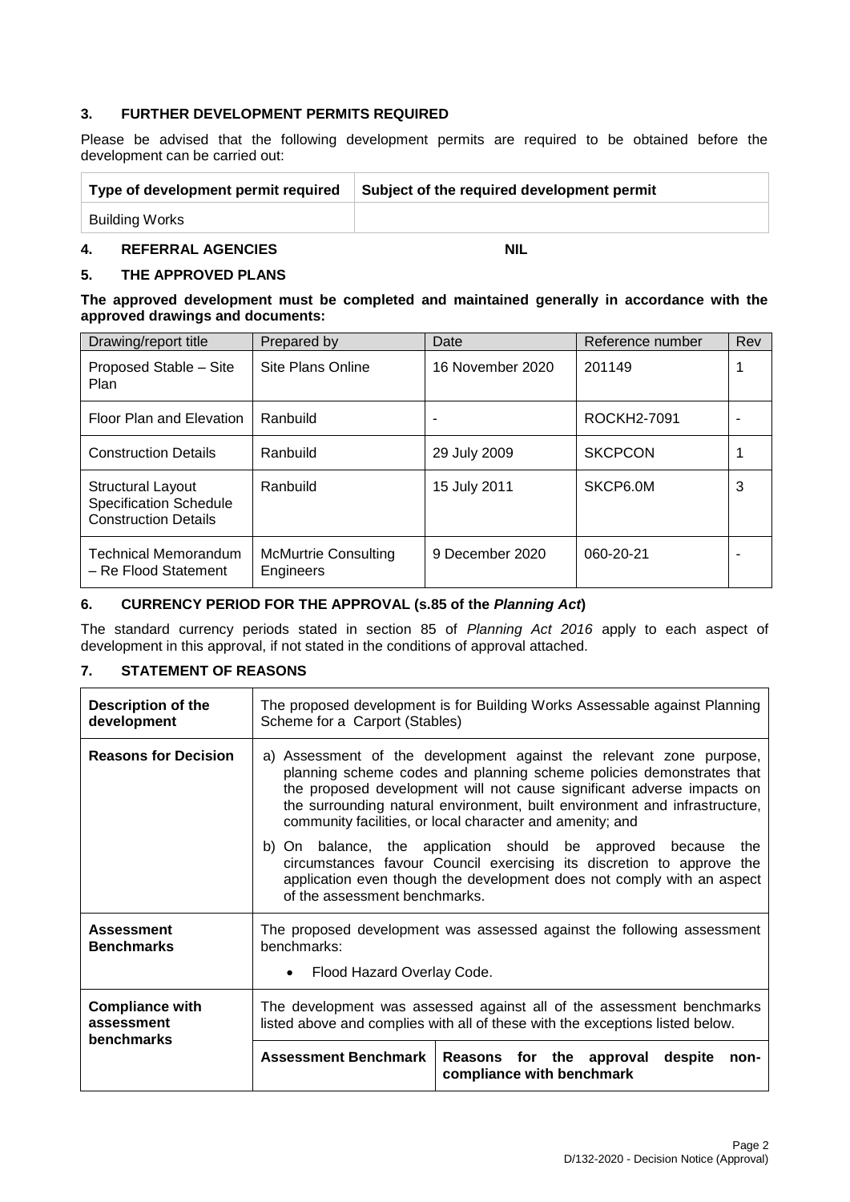## 3. FURTHER DEVELOPMENT PERMITS REQUIRED

Please be advised that the following development permits are required to be obtained before the development can be carried out:

| Type of development permit required | Subject of the required development permit |
|---|---|
| Building Works | |

## 4. REFERRAL AGENCIES NIL

## 5. THE APPROVED PLANS

**The approved development must be completed and maintained generally in accordance with the approved drawings and documents:**

| Drawing/report title | Prepared by | Date | Reference number | Rev |
|---|---|---|---|---|
| Proposed Stable – Site Plan | Site Plans Online | 16 November 2020 | 201149 | 1 |
| Floor Plan and Elevation | Ranbuild | - | ROCKH2-7091 | - |
| Construction Details | Ranbuild | 29 July 2009 | SKCPCON | 1 |
| Structural Layout Specification Schedule Construction Details | Ranbuild | 15 July 2011 | SKCP6.0M | 3 |
| Technical Memorandum – Re Flood Statement | McMurtrie Consulting Engineers | 9 December 2020 | 060-20-21 | - |

## 6. CURRENCY PERIOD FOR THE APPROVAL (s.85 of the *Planning Act*)

The standard currency periods stated in section 85 of *Planning Act 2016* apply to each aspect of development in this approval, if not stated in the conditions of approval attached.

## 7. STATEMENT OF REASONS

| | | |
|---|---|---|
| **Description of the development** | The proposed development is for Building Works Assessable against Planning Scheme for a Carport (Stables) | |
| **Reasons for Decision** | a) Assessment of the development against the relevant zone purpose, planning scheme codes and planning scheme policies demonstrates that the proposed development will not cause significant adverse impacts on the surrounding natural environment, built environment and infrastructure, community facilities, or local character and amenity; and<br><br>b) On balance, the application should be approved because the circumstances favour Council exercising its discretion to approve the application even though the development does not comply with an aspect of the assessment benchmarks. | |
| **Assessment Benchmarks** | The proposed development was assessed against the following assessment benchmarks:<br><br>• Flood Hazard Overlay Code. | |
| **Compliance with assessment benchmarks** | The development was assessed against all of the assessment benchmarks listed above and complies with all of these with the exceptions listed below. | |
| | **Assessment Benchmark** | **Reasons for the approval despite non-compliance with benchmark** |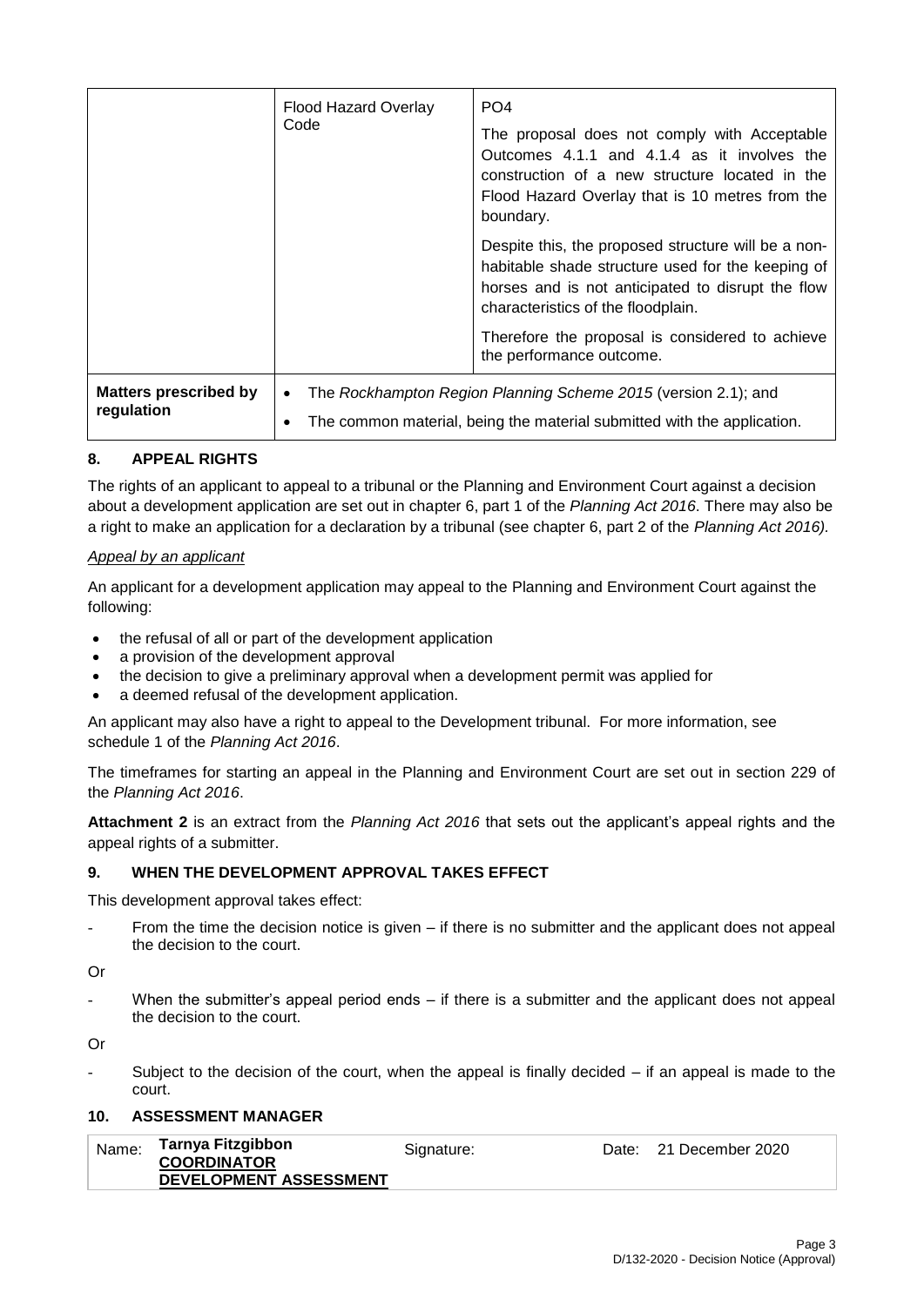| | | |
|---|---|---|
| | Flood Hazard Overlay Code | PO4<br><br>The proposal does not comply with Acceptable Outcomes 4.1.1 and 4.1.4 as it involves the construction of a new structure located in the Flood Hazard Overlay that is 10 metres from the boundary.<br><br>Despite this, the proposed structure will be a non-habitable shade structure used for the keeping of horses and is not anticipated to disrupt the flow characteristics of the floodplain.<br><br>Therefore the proposal is considered to achieve the performance outcome. |
| **Matters prescribed by regulation** | • The *Rockhampton Region Planning Scheme 2015* (version 2.1); and<br>• The common material, being the material submitted with the application. | |

## 8. APPEAL RIGHTS

The rights of an applicant to appeal to a tribunal or the Planning and Environment Court against a decision about a development application are set out in chapter 6, part 1 of the *Planning Act 2016*. There may also be a right to make an application for a declaration by a tribunal (see chapter 6, part 2 of the *Planning Act 2016).*

*Appeal by an applicant*

An applicant for a development application may appeal to the Planning and Environment Court against the following:

- the refusal of all or part of the development application
- a provision of the development approval
- the decision to give a preliminary approval when a development permit was applied for
- a deemed refusal of the development application.

An applicant may also have a right to appeal to the Development tribunal. For more information, see schedule 1 of the *Planning Act 2016*.

The timeframes for starting an appeal in the Planning and Environment Court are set out in section 229 of the *Planning Act 2016*.

**Attachment 2** is an extract from the *Planning Act 2016* that sets out the applicant's appeal rights and the appeal rights of a submitter.

## 9. WHEN THE DEVELOPMENT APPROVAL TAKES EFFECT

This development approval takes effect:

- From the time the decision notice is given – if there is no submitter and the applicant does not appeal the decision to the court.

Or

- When the submitter's appeal period ends – if there is a submitter and the applicant does not appeal the decision to the court.

Or

- Subject to the decision of the court, when the appeal is finally decided – if an appeal is made to the court.

## 10. ASSESSMENT MANAGER

| Name: | Signature: | Date: |
|---|---|---|
| **Tarnya Fitzgibbon**<br>**COORDINATOR DEVELOPMENT ASSESSMENT** | | 21 December 2020 |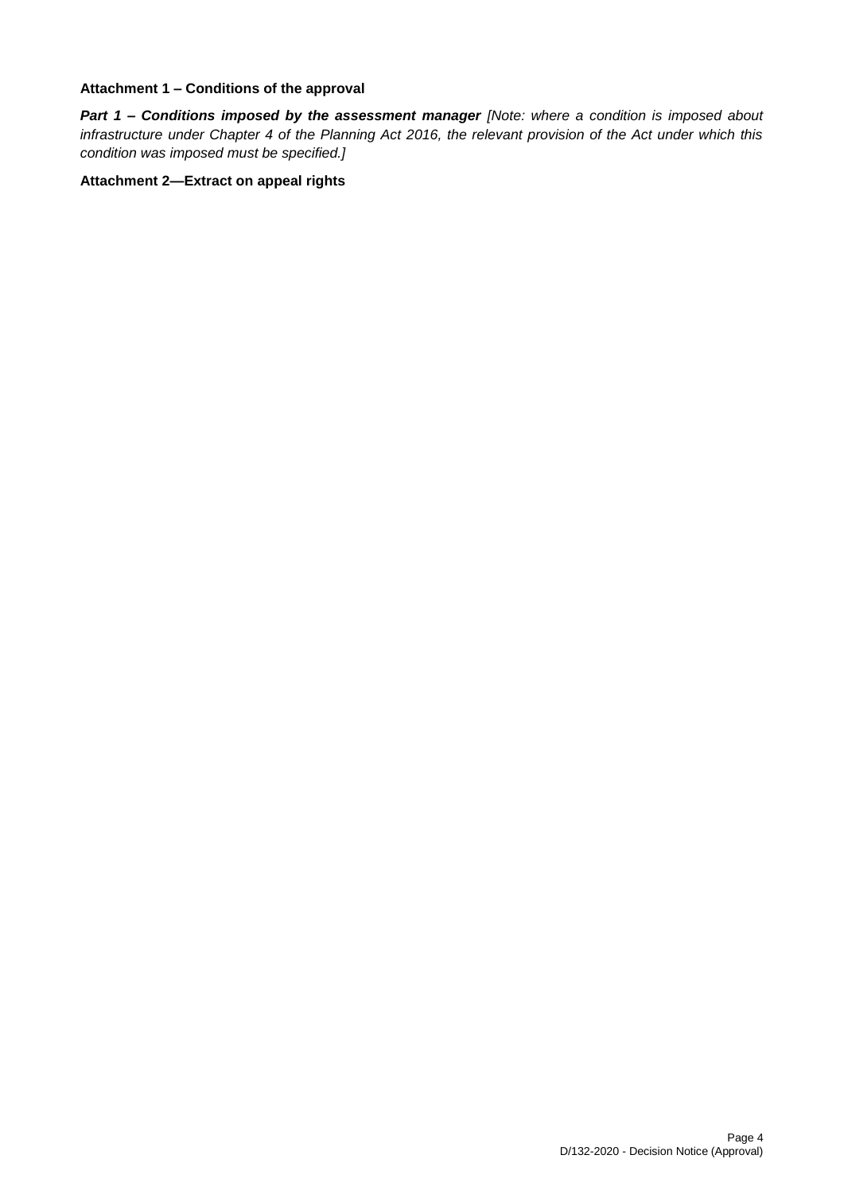**Attachment 1 – Conditions of the approval**

***Part 1 – Conditions imposed by the assessment manager*** *[Note: where a condition is imposed about infrastructure under Chapter 4 of the Planning Act 2016, the relevant provision of the Act under which this condition was imposed must be specified.]*

**Attachment 2—Extract on appeal rights**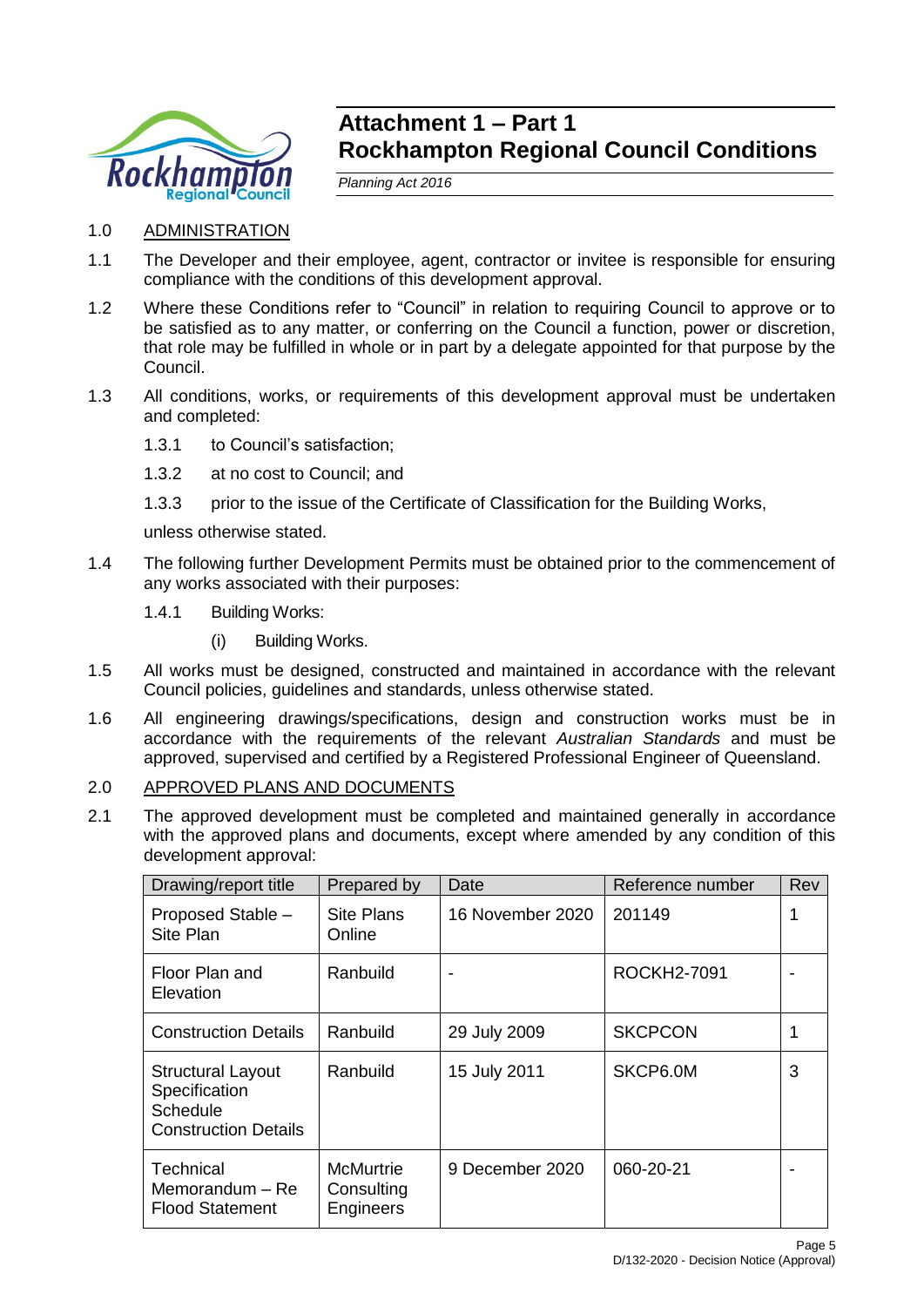# Attachment 1 – Part 1
# Rockhampton Regional Council Conditions

*Planning Act 2016*

1.0 ADMINISTRATION

1.1 The Developer and their employee, agent, contractor or invitee is responsible for ensuring compliance with the conditions of this development approval.

1.2 Where these Conditions refer to "Council" in relation to requiring Council to approve or to be satisfied as to any matter, or conferring on the Council a function, power or discretion, that role may be fulfilled in whole or in part by a delegate appointed for that purpose by the Council.

1.3 All conditions, works, or requirements of this development approval must be undertaken and completed:

1.3.1 to Council's satisfaction;

1.3.2 at no cost to Council; and

1.3.3 prior to the issue of the Certificate of Classification for the Building Works,

unless otherwise stated.

1.4 The following further Development Permits must be obtained prior to the commencement of any works associated with their purposes:

1.4.1 Building Works:

(i) Building Works.

1.5 All works must be designed, constructed and maintained in accordance with the relevant Council policies, guidelines and standards, unless otherwise stated.

1.6 All engineering drawings/specifications, design and construction works must be in accordance with the requirements of the relevant *Australian Standards* and must be approved, supervised and certified by a Registered Professional Engineer of Queensland.

2.0 APPROVED PLANS AND DOCUMENTS

2.1 The approved development must be completed and maintained generally in accordance with the approved plans and documents, except where amended by any condition of this development approval:

| Drawing/report title | Prepared by | Date | Reference number | Rev |
|---|---|---|---|---|
| Proposed Stable – Site Plan | Site Plans Online | 16 November 2020 | 201149 | 1 |
| Floor Plan and Elevation | Ranbuild | - | ROCKH2-7091 | - |
| Construction Details | Ranbuild | 29 July 2009 | SKCPCON | 1 |
| Structural Layout Specification Schedule Construction Details | Ranbuild | 15 July 2011 | SKCP6.0M | 3 |
| Technical Memorandum – Re Flood Statement | McMurtrie Consulting Engineers | 9 December 2020 | 060-20-21 | - |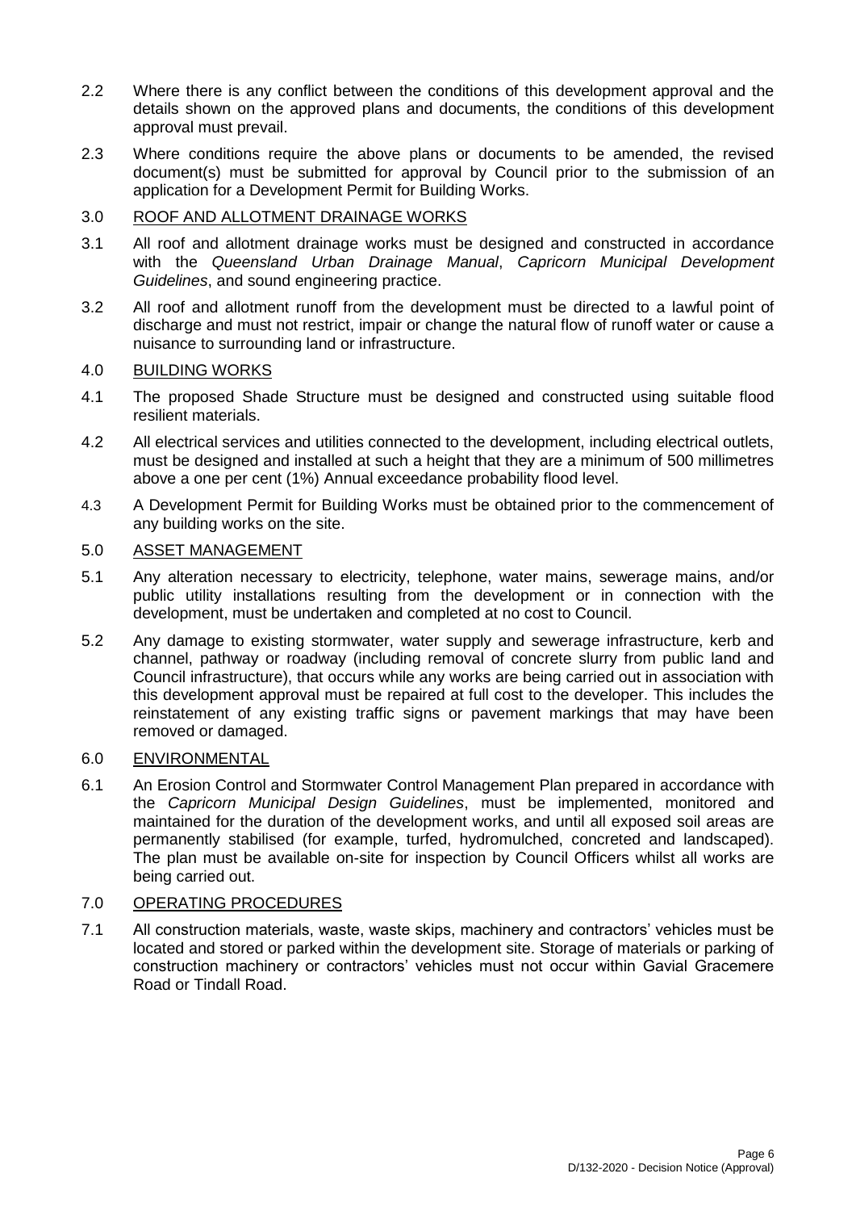2.2 Where there is any conflict between the conditions of this development approval and the details shown on the approved plans and documents, the conditions of this development approval must prevail.

2.3 Where conditions require the above plans or documents to be amended, the revised document(s) must be submitted for approval by Council prior to the submission of an application for a Development Permit for Building Works.

3.0 <u>ROOF AND ALLOTMENT DRAINAGE WORKS</u>

3.1 All roof and allotment drainage works must be designed and constructed in accordance with the *Queensland Urban Drainage Manual*, *Capricorn Municipal Development Guidelines*, and sound engineering practice.

3.2 All roof and allotment runoff from the development must be directed to a lawful point of discharge and must not restrict, impair or change the natural flow of runoff water or cause a nuisance to surrounding land or infrastructure.

4.0 <u>BUILDING WORKS</u>

4.1 The proposed Shade Structure must be designed and constructed using suitable flood resilient materials.

4.2 All electrical services and utilities connected to the development, including electrical outlets, must be designed and installed at such a height that they are a minimum of 500 millimetres above a one per cent (1%) Annual exceedance probability flood level.

4.3 A Development Permit for Building Works must be obtained prior to the commencement of any building works on the site.

5.0 <u>ASSET MANAGEMENT</u>

5.1 Any alteration necessary to electricity, telephone, water mains, sewerage mains, and/or public utility installations resulting from the development or in connection with the development, must be undertaken and completed at no cost to Council.

5.2 Any damage to existing stormwater, water supply and sewerage infrastructure, kerb and channel, pathway or roadway (including removal of concrete slurry from public land and Council infrastructure), that occurs while any works are being carried out in association with this development approval must be repaired at full cost to the developer. This includes the reinstatement of any existing traffic signs or pavement markings that may have been removed or damaged.

6.0 <u>ENVIRONMENTAL</u>

6.1 An Erosion Control and Stormwater Control Management Plan prepared in accordance with the *Capricorn Municipal Design Guidelines*, must be implemented, monitored and maintained for the duration of the development works, and until all exposed soil areas are permanently stabilised (for example, turfed, hydromulched, concreted and landscaped). The plan must be available on-site for inspection by Council Officers whilst all works are being carried out.

7.0 <u>OPERATING PROCEDURES</u>

7.1 All construction materials, waste, waste skips, machinery and contractors' vehicles must be located and stored or parked within the development site. Storage of materials or parking of construction machinery or contractors' vehicles must not occur within Gavial Gracemere Road or Tindall Road.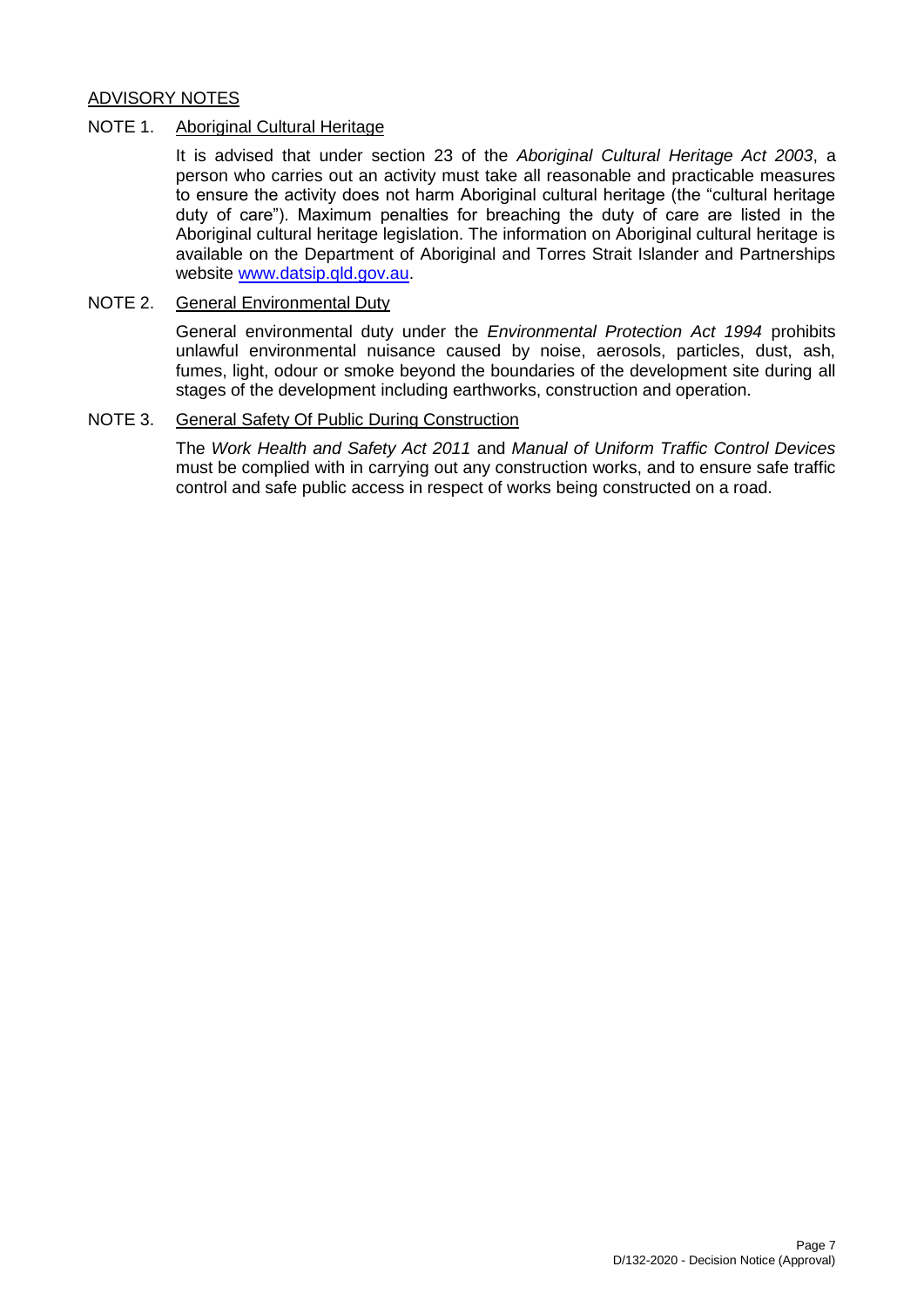## ADVISORY NOTES

### NOTE 1. Aboriginal Cultural Heritage

It is advised that under section 23 of the *Aboriginal Cultural Heritage Act 2003*, a person who carries out an activity must take all reasonable and practicable measures to ensure the activity does not harm Aboriginal cultural heritage (the "cultural heritage duty of care"). Maximum penalties for breaching the duty of care are listed in the Aboriginal cultural heritage legislation. The information on Aboriginal cultural heritage is available on the Department of Aboriginal and Torres Strait Islander and Partnerships website [www.datsip.qld.gov.au](http://www.datsip.qld.gov.au).

### NOTE 2. General Environmental Duty

General environmental duty under the *Environmental Protection Act 1994* prohibits unlawful environmental nuisance caused by noise, aerosols, particles, dust, ash, fumes, light, odour or smoke beyond the boundaries of the development site during all stages of the development including earthworks, construction and operation.

### NOTE 3. General Safety Of Public During Construction

The *Work Health and Safety Act 2011* and *Manual of Uniform Traffic Control Devices* must be complied with in carrying out any construction works, and to ensure safe traffic control and safe public access in respect of works being constructed on a road.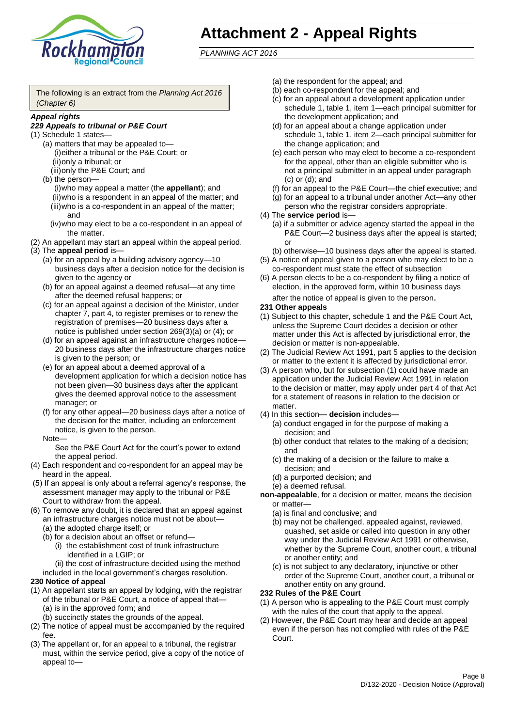# Attachment 2 - Appeal Rights

*PLANNING ACT 2016*

The following is an extract from the *Planning Act 2016 (Chapter 6)*

***Appeal rights***

***229 Appeals to tribunal or P&E Court***

(1) Schedule 1 states—

- (a) matters that may be appealed to—
  - (i) either a tribunal or the P&E Court; or
  - (ii) only a tribunal; or
  - (iii) only the P&E Court; and
- (b) the person—
  - (i) who may appeal a matter (the **appellant**); and
  - (ii) who is a respondent in an appeal of the matter; and
  - (iii) who is a co-respondent in an appeal of the matter; and
  - (iv) who may elect to be a co-respondent in an appeal of the matter.

(2) An appellant may start an appeal within the appeal period.

(3) The **appeal period** is—

- (a) for an appeal by a building advisory agency—10 business days after a decision notice for the decision is given to the agency or
- (b) for an appeal against a deemed refusal—at any time after the deemed refusal happens; or
- (c) for an appeal against a decision of the Minister, under chapter 7, part 4, to register premises or to renew the registration of premises—20 business days after a notice is published under section 269(3)(a) or (4); or
- (d) for an appeal against an infrastructure charges notice—20 business days after the infrastructure charges notice is given to the person; or
- (e) for an appeal about a deemed approval of a development application for which a decision notice has not been given—30 business days after the applicant gives the deemed approval notice to the assessment manager; or
- (f) for any other appeal—20 business days after a notice of the decision for the matter, including an enforcement notice, is given to the person.

Note—

See the P&E Court Act for the court's power to extend the appeal period.

(4) Each respondent and co-respondent for an appeal may be heard in the appeal.

(5) If an appeal is only about a referral agency's response, the assessment manager may apply to the tribunal or P&E Court to withdraw from the appeal.

(6) To remove any doubt, it is declared that an appeal against an infrastructure charges notice must not be about—

- (a) the adopted charge itself; or
- (b) for a decision about an offset or refund—
  - (i) the establishment cost of trunk infrastructure identified in a LGIP; or
  - (ii) the cost of infrastructure decided using the method included in the local government's charges resolution.

**230 Notice of appeal**

(1) An appellant starts an appeal by lodging, with the registrar of the tribunal or P&E Court, a notice of appeal that—

- (a) is in the approved form; and
- (b) succinctly states the grounds of the appeal.

(2) The notice of appeal must be accompanied by the required fee.

(3) The appellant or, for an appeal to a tribunal, the registrar must, within the service period, give a copy of the notice of appeal to—

- (a) the respondent for the appeal; and
- (b) each co-respondent for the appeal; and
- (c) for an appeal about a development application under schedule 1, table 1, item 1—each principal submitter for the development application; and
- (d) for an appeal about a change application under schedule 1, table 1, item 2—each principal submitter for the change application; and
- (e) each person who may elect to become a co-respondent for the appeal, other than an eligible submitter who is not a principal submitter in an appeal under paragraph (c) or (d); and
- (f) for an appeal to the P&E Court—the chief executive; and
- (g) for an appeal to a tribunal under another Act—any other person who the registrar considers appropriate.

(4) The **service period** is—

- (a) if a submitter or advice agency started the appeal in the P&E Court—2 business days after the appeal is started; or
- (b) otherwise—10 business days after the appeal is started.

(5) A notice of appeal given to a person who may elect to be a co-respondent must state the effect of subsection

(6) A person elects to be a co-respondent by filing a notice of election, in the approved form, within 10 business days after the notice of appeal is given to the person**.**

**231 Other appeals**

(1) Subject to this chapter, schedule 1 and the P&E Court Act, unless the Supreme Court decides a decision or other matter under this Act is affected by jurisdictional error, the decision or matter is non-appealable.

(2) The Judicial Review Act 1991, part 5 applies to the decision or matter to the extent it is affected by jurisdictional error.

(3) A person who, but for subsection (1) could have made an application under the Judicial Review Act 1991 in relation to the decision or matter, may apply under part 4 of that Act for a statement of reasons in relation to the decision or matter.

(4) In this section— **decision** includes—

- (a) conduct engaged in for the purpose of making a decision; and
- (b) other conduct that relates to the making of a decision; and
- (c) the making of a decision or the failure to make a decision; and
- (d) a purported decision; and
- (e) a deemed refusal.

**non-appealable**, for a decision or matter, means the decision or matter—

- (a) is final and conclusive; and
- (b) may not be challenged, appealed against, reviewed, quashed, set aside or called into question in any other way under the Judicial Review Act 1991 or otherwise, whether by the Supreme Court, another court, a tribunal or another entity; and
- (c) is not subject to any declaratory, injunctive or other order of the Supreme Court, another court, a tribunal or another entity on any ground.

**232 Rules of the P&E Court**

(1) A person who is appealing to the P&E Court must comply with the rules of the court that apply to the appeal.

(2) However, the P&E Court may hear and decide an appeal even if the person has not complied with rules of the P&E Court.

D/132-2020 - Decision Notice (Approval)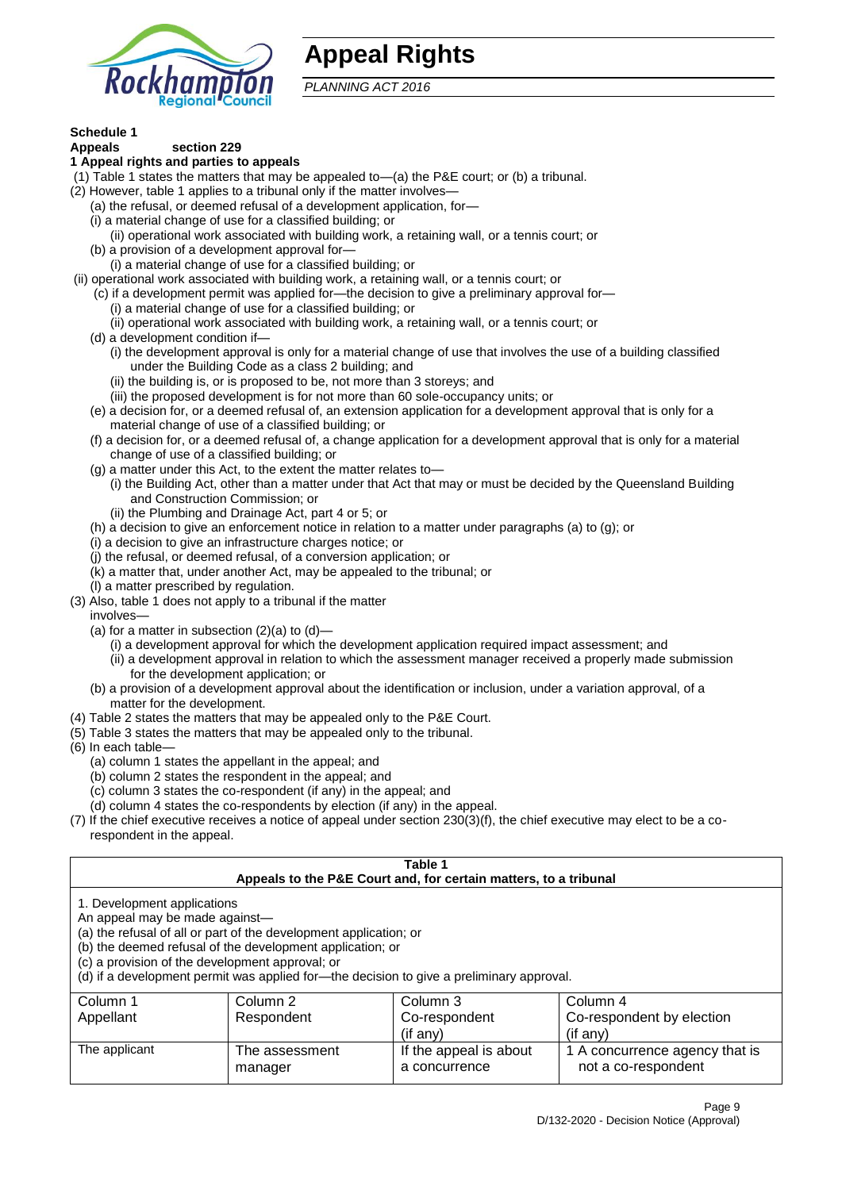# Appeal Rights

*PLANNING ACT 2016*

**Schedule 1**

**Appeals section 229**

**1 Appeal rights and parties to appeals**

(1) Table 1 states the matters that may be appealed to—(a) the P&E court; or (b) a tribunal.

(2) However, table 1 applies to a tribunal only if the matter involves—

(a) the refusal, or deemed refusal of a development application, for—

(i) a material change of use for a classified building; or

(ii) operational work associated with building work, a retaining wall, or a tennis court; or

(b) a provision of a development approval for—

(i) a material change of use for a classified building; or

(ii) operational work associated with building work, a retaining wall, or a tennis court; or

(c) if a development permit was applied for—the decision to give a preliminary approval for—

(i) a material change of use for a classified building; or

(ii) operational work associated with building work, a retaining wall, or a tennis court; or

(d) a development condition if—

(i) the development approval is only for a material change of use that involves the use of a building classified under the Building Code as a class 2 building; and

(ii) the building is, or is proposed to be, not more than 3 storeys; and

(iii) the proposed development is for not more than 60 sole-occupancy units; or

(e) a decision for, or a deemed refusal of, an extension application for a development approval that is only for a material change of use of a classified building; or

(f) a decision for, or a deemed refusal of, a change application for a development approval that is only for a material change of use of a classified building; or

(g) a matter under this Act, to the extent the matter relates to—

(i) the Building Act, other than a matter under that Act that may or must be decided by the Queensland Building and Construction Commission; or

(ii) the Plumbing and Drainage Act, part 4 or 5; or

(h) a decision to give an enforcement notice in relation to a matter under paragraphs (a) to (g); or

(i) a decision to give an infrastructure charges notice; or

(j) the refusal, or deemed refusal, of a conversion application; or

(k) a matter that, under another Act, may be appealed to the tribunal; or

(l) a matter prescribed by regulation.

(3) Also, table 1 does not apply to a tribunal if the matter involves—

(a) for a matter in subsection (2)(a) to (d)—

(i) a development approval for which the development application required impact assessment; and

(ii) a development approval in relation to which the assessment manager received a properly made submission for the development application; or

(b) a provision of a development approval about the identification or inclusion, under a variation approval, of a matter for the development.

(4) Table 2 states the matters that may be appealed only to the P&E Court.

(5) Table 3 states the matters that may be appealed only to the tribunal.

(6) In each table—

(a) column 1 states the appellant in the appeal; and

(b) column 2 states the respondent in the appeal; and

(c) column 3 states the co-respondent (if any) in the appeal; and

(d) column 4 states the co-respondents by election (if any) in the appeal.

(7) If the chief executive receives a notice of appeal under section 230(3)(f), the chief executive may elect to be a co-respondent in the appeal.

**Table 1**
**Appeals to the P&E Court and, for certain matters, to a tribunal**

1. Development applications

An appeal may be made against—

(a) the refusal of all or part of the development application; or

(b) the deemed refusal of the development application; or

(c) a provision of the development approval; or

(d) if a development permit was applied for—the decision to give a preliminary approval.

| Column 1<br>Appellant | Column 2<br>Respondent | Column 3<br>Co-respondent<br>(if any) | Column 4<br>Co-respondent by election<br>(if any) |
|---|---|---|---|
| The applicant | The assessment manager | If the appeal is about a concurrence | 1 A concurrence agency that is not a co-respondent |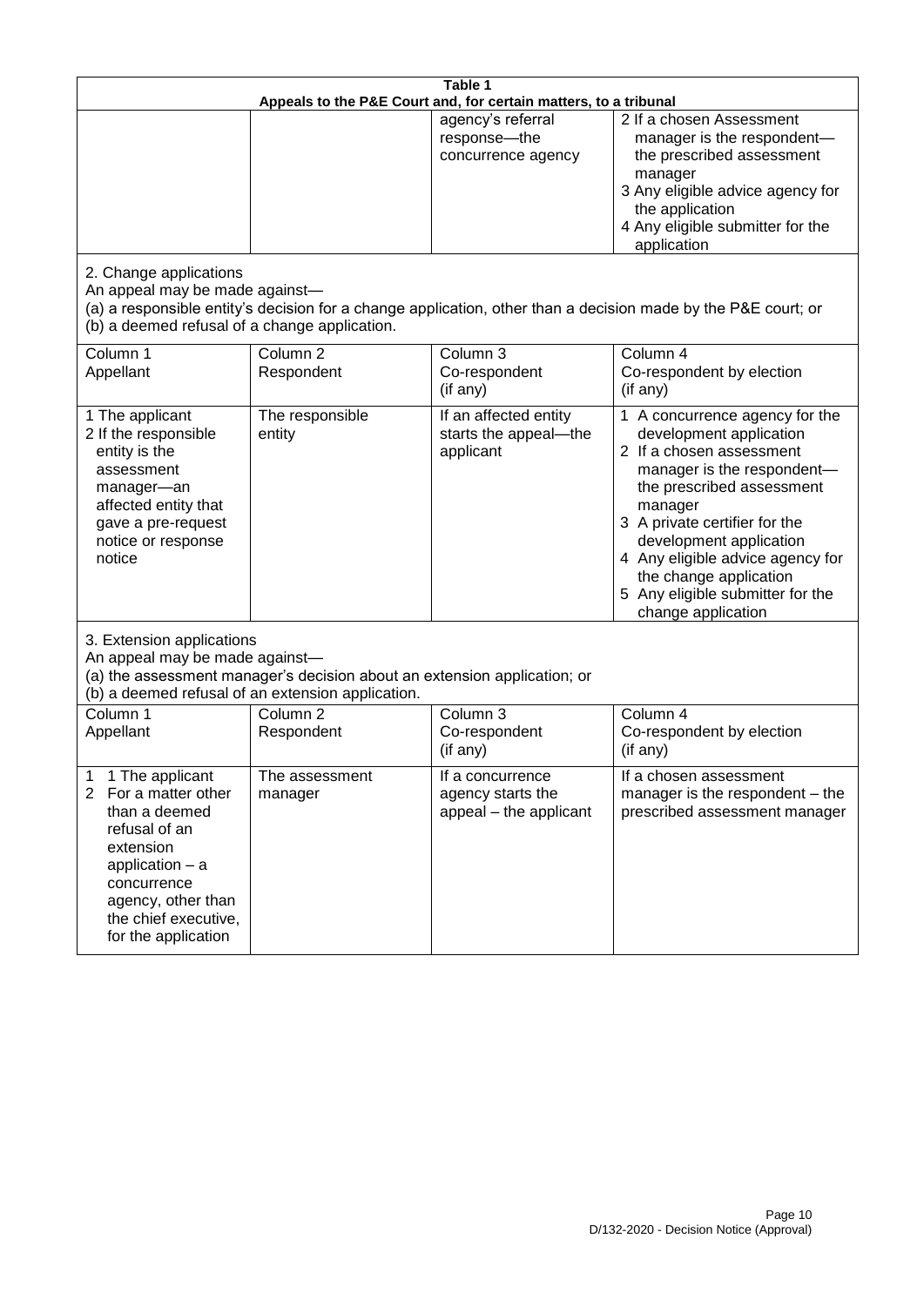| Table 1 | | | |
|---|---|---|---|
| **Appeals to the P&E Court and, for certain matters, to a tribunal** | | | |
| | | agency's referral response—the concurrence agency | 2 If a chosen Assessment manager is the respondent—the prescribed assessment manager<br>3 Any eligible advice agency for the application<br>4 Any eligible submitter for the application |

2. Change applications

An appeal may be made against—

(a) a responsible entity's decision for a change application, other than a decision made by the P&E court; or

(b) a deemed refusal of a change application.

| Column 1<br>Appellant | Column 2<br>Respondent | Column 3<br>Co-respondent<br>(if any) | Column 4<br>Co-respondent by election<br>(if any) |
|---|---|---|---|
| 1 The applicant<br>2 If the responsible entity is the assessment manager—an affected entity that gave a pre-request notice or response notice | The responsible entity | If an affected entity starts the appeal—the applicant | 1 A concurrence agency for the development application<br>2 If a chosen assessment manager is the respondent—the prescribed assessment manager<br>3 A private certifier for the development application<br>4 Any eligible advice agency for the change application<br>5 Any eligible submitter for the change application |

3. Extension applications

An appeal may be made against—

(a) the assessment manager's decision about an extension application; or

(b) a deemed refusal of an extension application.

| Column 1<br>Appellant | Column 2<br>Respondent | Column 3<br>Co-respondent<br>(if any) | Column 4<br>Co-respondent by election<br>(if any) |
|---|---|---|---|
| 1 1 The applicant<br>2 For a matter other than a deemed refusal of an extension application – a concurrence agency, other than the chief executive, for the application | The assessment manager | If a concurrence agency starts the appeal – the applicant | If a chosen assessment manager is the respondent – the prescribed assessment manager |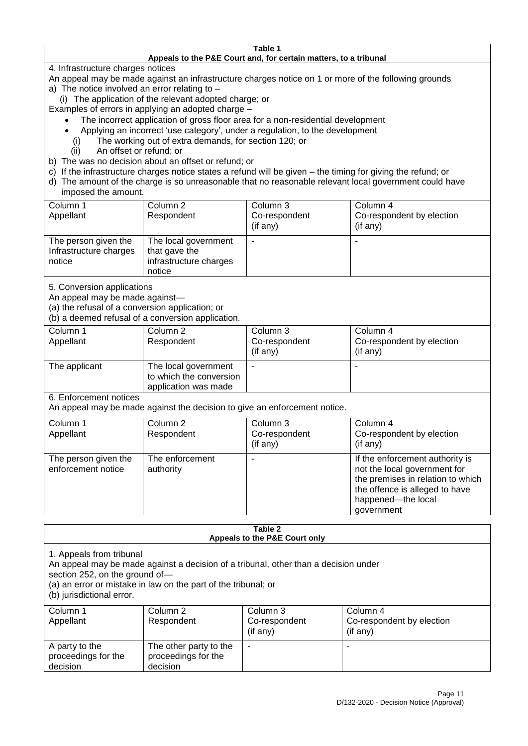**Table 1**
**Appeals to the P&E Court and, for certain matters, to a tribunal**

4. Infrastructure charges notices

An appeal may be made against an infrastructure charges notice on 1 or more of the following grounds

a) The notice involved an error relating to –

(i) The application of the relevant adopted charge; or

Examples of errors in applying an adopted charge –

- The incorrect application of gross floor area for a non-residential development
- Applying an incorrect 'use category', under a regulation, to the development

(i) The working out of extra demands, for section 120; or

(ii) An offset or refund; or

b) The was no decision about an offset or refund; or

c) If the infrastructure charges notice states a refund will be given – the timing for giving the refund; or

d) The amount of the charge is so unreasonable that no reasonable relevant local government could have imposed the amount.

| Column 1<br>Appellant | Column 2<br>Respondent | Column 3<br>Co-respondent<br>(if any) | Column 4<br>Co-respondent by election<br>(if any) |
|---|---|---|---|
| The person given the Infrastructure charges notice | The local government that gave the infrastructure charges notice | - | - |

5. Conversion applications

An appeal may be made against—

(a) the refusal of a conversion application; or

(b) a deemed refusal of a conversion application.

| Column 1<br>Appellant | Column 2<br>Respondent | Column 3<br>Co-respondent<br>(if any) | Column 4<br>Co-respondent by election<br>(if any) |
|---|---|---|---|
| The applicant | The local government to which the conversion application was made | - | - |

6. Enforcement notices

An appeal may be made against the decision to give an enforcement notice.

| Column 1<br>Appellant | Column 2<br>Respondent | Column 3<br>Co-respondent<br>(if any) | Column 4<br>Co-respondent by election<br>(if any) |
|---|---|---|---|
| The person given the enforcement notice | The enforcement authority | - | If the enforcement authority is not the local government for the premises in relation to which the offence is alleged to have happened—the local government |

**Table 2**
**Appeals to the P&E Court only**

1. Appeals from tribunal

An appeal may be made against a decision of a tribunal, other than a decision under section 252, on the ground of—

(a) an error or mistake in law on the part of the tribunal; or

(b) jurisdictional error.

| Column 1<br>Appellant | Column 2<br>Respondent | Column 3<br>Co-respondent<br>(if any) | Column 4<br>Co-respondent by election<br>(if any) |
|---|---|---|---|
| A party to the proceedings for the decision | The other party to the proceedings for the decision | - | - |

D/132-2020 - Decision Notice (Approval)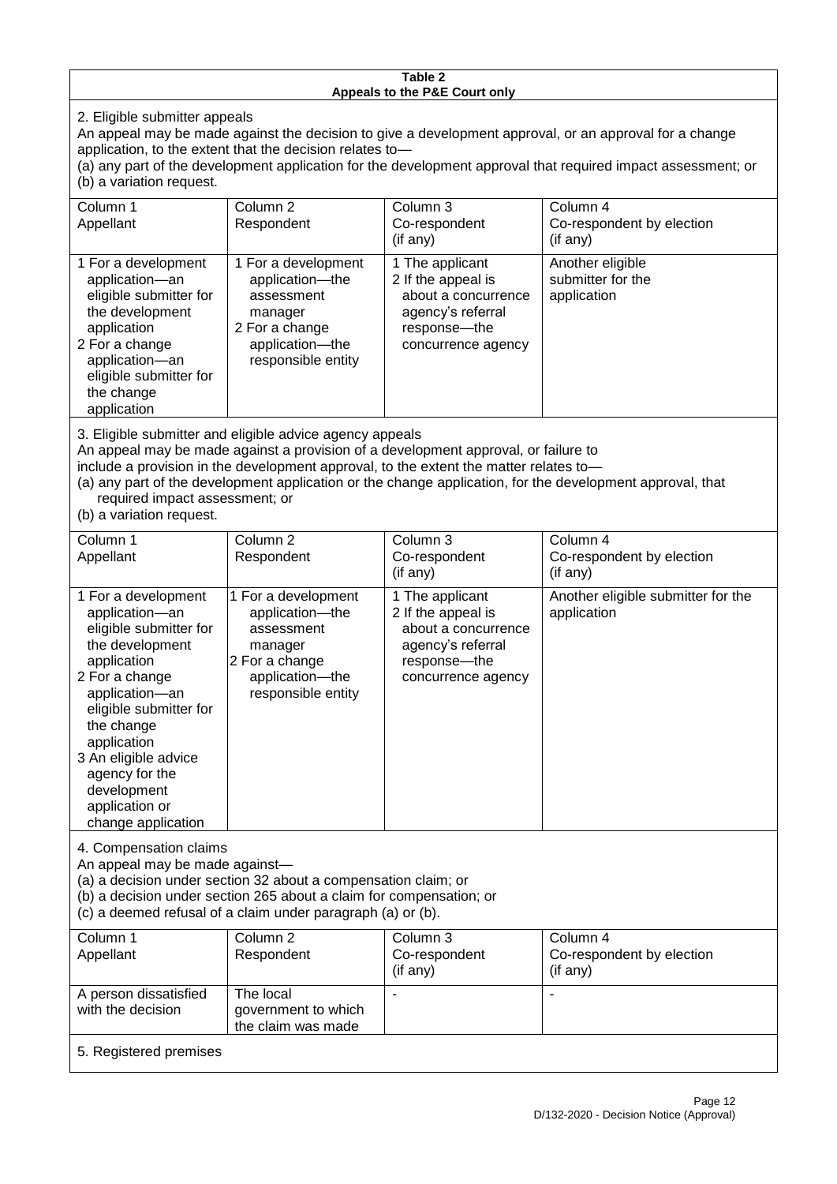**Table 2**
**Appeals to the P&E Court only**

2. Eligible submitter appeals

An appeal may be made against the decision to give a development approval, or an approval for a change application, to the extent that the decision relates to—

(a) any part of the development application for the development approval that required impact assessment; or

(b) a variation request.

| Column 1<br>Appellant | Column 2<br>Respondent | Column 3<br>Co-respondent<br>(if any) | Column 4<br>Co-respondent by election<br>(if any) |
|---|---|---|---|
| 1 For a development application—an eligible submitter for the development application<br>2 For a change application—an eligible submitter for the change application | 1 For a development application—the assessment manager<br>2 For a change application—the responsible entity | 1 The applicant<br>2 If the appeal is about a concurrence agency's referral response—the concurrence agency | Another eligible submitter for the application |

3. Eligible submitter and eligible advice agency appeals

An appeal may be made against a provision of a development approval, or failure to include a provision in the development approval, to the extent the matter relates to—

(a) any part of the development application or the change application, for the development approval, that required impact assessment; or

(b) a variation request.

| Column 1<br>Appellant | Column 2<br>Respondent | Column 3<br>Co-respondent<br>(if any) | Column 4<br>Co-respondent by election<br>(if any) |
|---|---|---|---|
| 1 For a development application—an eligible submitter for the development application<br>2 For a change application—an eligible submitter for the change application<br>3 An eligible advice agency for the development application or change application | 1 For a development application—the assessment manager<br>2 For a change application—the responsible entity | 1 The applicant<br>2 If the appeal is about a concurrence agency's referral response—the concurrence agency | Another eligible submitter for the application |

4. Compensation claims

An appeal may be made against—

(a) a decision under section 32 about a compensation claim; or

(b) a decision under section 265 about a claim for compensation; or

(c) a deemed refusal of a claim under paragraph (a) or (b).

| Column 1<br>Appellant | Column 2<br>Respondent | Column 3<br>Co-respondent<br>(if any) | Column 4<br>Co-respondent by election<br>(if any) |
|---|---|---|---|
| A person dissatisfied with the decision | The local government to which the claim was made | - | - |

5. Registered premises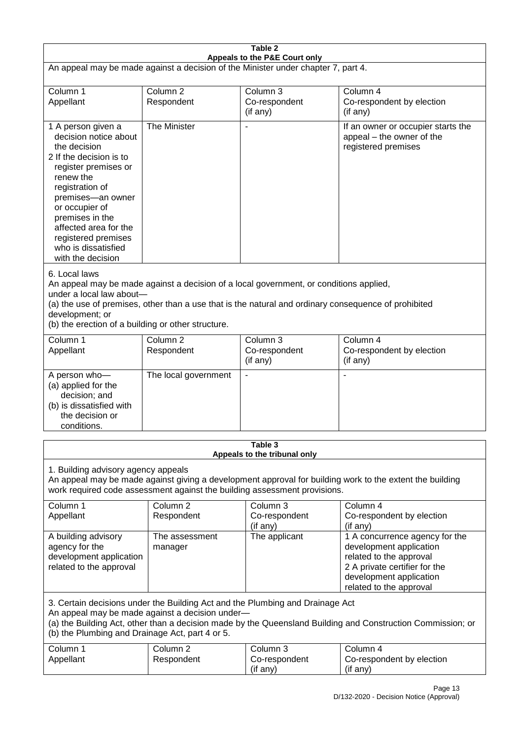**Table 2**
**Appeals to the P&E Court only**

An appeal may be made against a decision of the Minister under chapter 7, part 4.

| Column 1<br>Appellant | Column 2<br>Respondent | Column 3<br>Co-respondent<br>(if any) | Column 4<br>Co-respondent by election<br>(if any) |
|---|---|---|---|
| 1 A person given a decision notice about the decision<br>2 If the decision is to register premises or renew the registration of premises—an owner or occupier of premises in the affected area for the registered premises who is dissatisfied with the decision | The Minister | - | If an owner or occupier starts the appeal – the owner of the registered premises |

6. Local laws

An appeal may be made against a decision of a local government, or conditions applied, under a local law about—
(a) the use of premises, other than a use that is the natural and ordinary consequence of prohibited development; or
(b) the erection of a building or other structure.

| Column 1<br>Appellant | Column 2<br>Respondent | Column 3<br>Co-respondent<br>(if any) | Column 4<br>Co-respondent by election<br>(if any) |
|---|---|---|---|
| A person who—<br>(a) applied for the decision; and<br>(b) is dissatisfied with the decision or conditions. | The local government | - | - |

**Table 3**
**Appeals to the tribunal only**

1. Building advisory agency appeals

An appeal may be made against giving a development approval for building work to the extent the building work required code assessment against the building assessment provisions.

| Column 1<br>Appellant | Column 2<br>Respondent | Column 3<br>Co-respondent<br>(if any) | Column 4<br>Co-respondent by election<br>(if any) |
|---|---|---|---|
| A building advisory agency for the development application related to the approval | The assessment manager | The applicant | 1 A concurrence agency for the development application related to the approval<br>2 A private certifier for the development application related to the approval |

3. Certain decisions under the Building Act and the Plumbing and Drainage Act

An appeal may be made against a decision under—
(a) the Building Act, other than a decision made by the Queensland Building and Construction Commission; or
(b) the Plumbing and Drainage Act, part 4 or 5.

| Column 1<br>Appellant | Column 2<br>Respondent | Column 3<br>Co-respondent<br>(if any) | Column 4<br>Co-respondent by election<br>(if any) |
|---|---|---|---|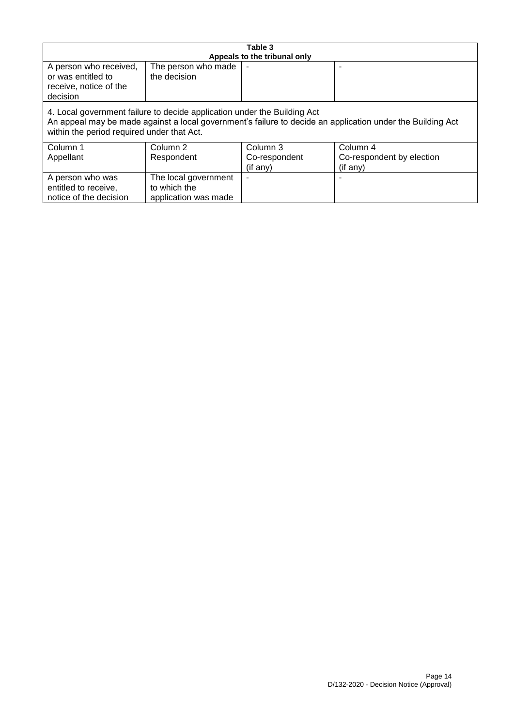| Table 3<br>Appeals to the tribunal only | | | |
|---|---|---|---|
| A person who received, or was entitled to receive, notice of the decision | The person who made the decision | - | - |
| 4. Local government failure to decide application under the Building Act<br>An appeal may be made against a local government's failure to decide an application under the Building Act within the period required under that Act. | | | |
| Column 1<br>Appellant | Column 2<br>Respondent | Column 3<br>Co-respondent (if any) | Column 4<br>Co-respondent by election (if any) |
| A person who was entitled to receive, notice of the decision | The local government to which the application was made | - | - |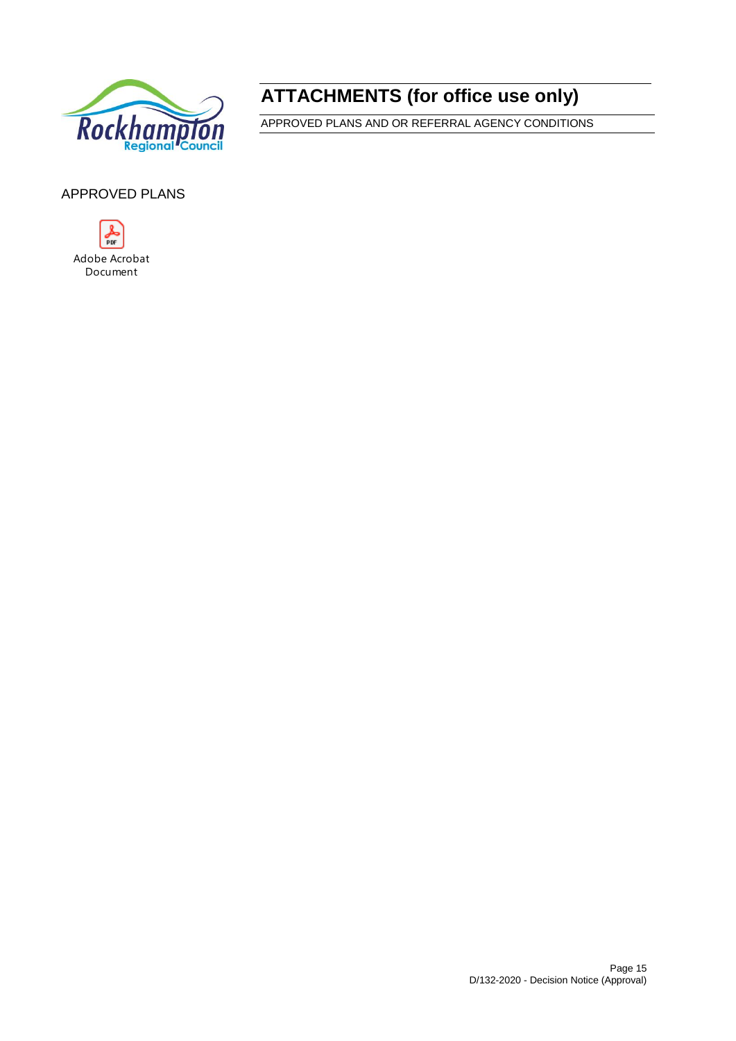# ATTACHMENTS (for office use only)

APPROVED PLANS AND OR REFERRAL AGENCY CONDITIONS

APPROVED PLANS

Adobe Acrobat Document